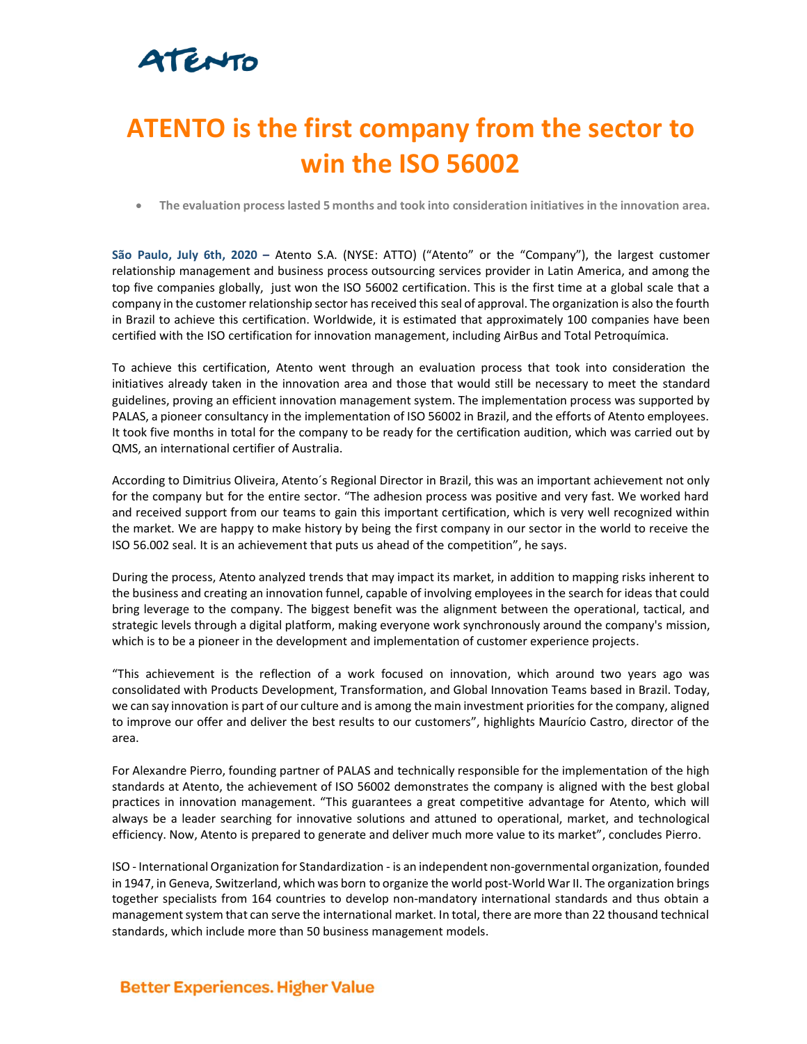# ATENTO is the first company from the sector to win the ISO 56002

- **The evaluation process lasted 5 months and took into consideration initiatives in the innovation area.**

**São Paulo, July 6th, 2020 –** Atento S.A. (NYSE: ATTO) ("Atento" or the "Company"), the largest customer relationship management and business process outsourcing services provider in Latin America, and among the top five companies globally, just won the ISO 56002 certification. This is the first time at a global scale that a company in the customer relationship sector has received this seal of approval. The organization is also the fourth in Brazil to achieve this certification. Worldwide, it is estimated that approximately 100 companies have been certified with the ISO certification for innovation management, including AirBus and Total Petroquímica.

To achieve this certification, Atento went through an evaluation process that took into consideration the initiatives already taken in the innovation area and those that would still be necessary to meet the standard guidelines, proving an efficient innovation management system. The implementation process was supported by PALAS, a pioneer consultancy in the implementation of ISO 56002 in Brazil, and the efforts of Atento employees. It took five months in total for the company to be ready for the certification audition, which was carried out by QMS, an international certifier of Australia.

According to Dimitrius Oliveira, Atento´s Regional Director in Brazil, this was an important achievement not only for the company but for the entire sector. "The adhesion process was positive and very fast. We worked hard and received support from our teams to gain this important certification, which is very well recognized within the market. We are happy to make history by being the first company in our sector in the world to receive the ISO 56.002 seal. It is an achievement that puts us ahead of the competition", he says.

During the process, Atento analyzed trends that may impact its market, in addition to mapping risks inherent to the business and creating an innovation funnel, capable of involving employees in the search for ideas that could bring leverage to the company. The biggest benefit was the alignment between the operational, tactical, and strategic levels through a digital platform, making everyone work synchronously around the company's mission, which is to be a pioneer in the development and implementation of customer experience projects.

"This achievement is the reflection of a work focused on innovation, which around two years ago was consolidated with Products Development, Transformation, and Global Innovation Teams based in Brazil. Today, we can say innovation is part of our culture and is among the main investment priorities for the company, aligned to improve our offer and deliver the best results to our customers", highlights Maurício Castro, director of the area.

For Alexandre Pierro, founding partner of PALAS and technically responsible for the implementation of the high standards at Atento, the achievement of ISO 56002 demonstrates the company is aligned with the best global practices in innovation management. "This guarantees a great competitive advantage for Atento, which will always be a leader searching for innovative solutions and attuned to operational, market, and technological efficiency. Now, Atento is prepared to generate and deliver much more value to its market", concludes Pierro.

ISO - International Organization for Standardization - is an independent non-governmental organization, founded in 1947, in Geneva, Switzerland, which was born to organize the world post-World War II. The organization brings together specialists from 164 countries to develop non-mandatory international standards and thus obtain a management system that can serve the international market. In total, there are more than 22 thousand technical standards, which include more than 50 business management models.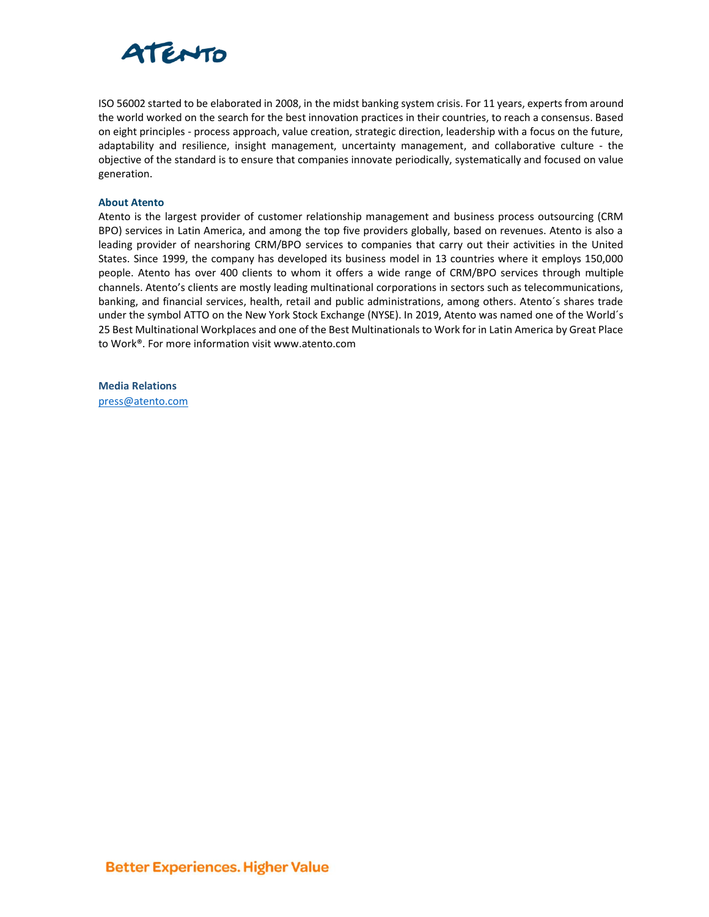ISO 56002 started to be elaborated in 2008, in the midst banking system crisis. For 11 years, experts from around the world worked on the search for the best innovation practices in their countries, to reach a consensus. Based on eight principles - process approach, value creation, strategic direction, leadership with a focus on the future, adaptability and resilience, insight management, uncertainty management, and collaborative culture - the objective of the standard is to ensure that companies innovate periodically, systematically and focused on value generation.

**About Atento**

Atento is the largest provider of customer relationship management and business process outsourcing (CRM BPO) services in Latin America, and among the top five providers globally, based on revenues. Atento is also a leading provider of nearshoring CRM/BPO services to companies that carry out their activities in the United States. Since 1999, the company has developed its business model in 13 countries where it employs 150,000 people. Atento has over 400 clients to whom it offers a wide range of CRM/BPO services through multiple channels. Atento's clients are mostly leading multinational corporations in sectors such as telecommunications, banking, and financial services, health, retail and public administrations, among others. Atento´s shares trade under the symbol ATTO on the New York Stock Exchange (NYSE). In 2019, Atento was named one of the World´s 25 Best Multinational Workplaces and one of the Best Multinationals to Work for in Latin America by Great Place to Work®. For more information visit www.atento.com

**Media Relations**

press@atento.com